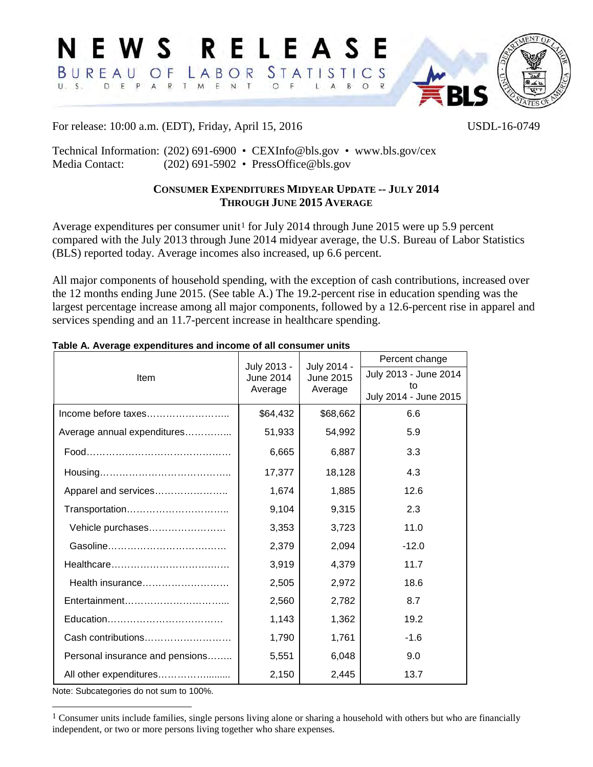# NEWS RELEASE

BUREAU OF LABOR STATISTICS

U. S. DEPARTMENT OF LABOR

For release: 10:00 a.m. (EDT), Friday, April 15, 2016 USDL-16-0749

Technical Information: (202) 691-6900 • CEXInfo@bls.gov • www.bls.gov/cex
Media Contact: (202) 691-5902 • PressOffice@bls.gov

## CONSUMER EXPENDITURES MIDYEAR UPDATE -- JULY 2014 THROUGH JUNE 2015 AVERAGE

Average expenditures per consumer unit[1] for July 2014 through June 2015 were up 5.9 percent compared with the July 2013 through June 2014 midyear average, the U.S. Bureau of Labor Statistics (BLS) reported today. Average incomes also increased, up 6.6 percent.

All major components of household spending, with the exception of cash contributions, increased over the 12 months ending June 2015. (See table A.) The 19.2-percent rise in education spending was the largest percentage increase among all major components, followed by a 12.6-percent rise in apparel and services spending and an 11.7-percent increase in healthcare spending.

**Table A. Average expenditures and income of all consumer units**

| Item | July 2013 - June 2014 Average | July 2014 - June 2015 Average | Percent change July 2013 - June 2014 to July 2014 - June 2015 |
|---|---|---|---|
| Income before taxes | $64,432 | $68,662 | 6.6 |
| Average annual expenditures | 51,933 | 54,992 | 5.9 |
| Food | 6,665 | 6,887 | 3.3 |
| Housing | 17,377 | 18,128 | 4.3 |
| Apparel and services | 1,674 | 1,885 | 12.6 |
| Transportation | 9,104 | 9,315 | 2.3 |
| Vehicle purchases | 3,353 | 3,723 | 11.0 |
| Gasoline | 2,379 | 2,094 | -12.0 |
| Healthcare | 3,919 | 4,379 | 11.7 |
| Health insurance | 2,505 | 2,972 | 18.6 |
| Entertainment | 2,560 | 2,782 | 8.7 |
| Education | 1,143 | 1,362 | 19.2 |
| Cash contributions | 1,790 | 1,761 | -1.6 |
| Personal insurance and pensions | 5,551 | 6,048 | 9.0 |
| All other expenditures | 2,150 | 2,445 | 13.7 |

Note: Subcategories do not sum to 100%.

[1] Consumer units include families, single persons living alone or sharing a household with others but who are financially independent, or two or more persons living together who share expenses.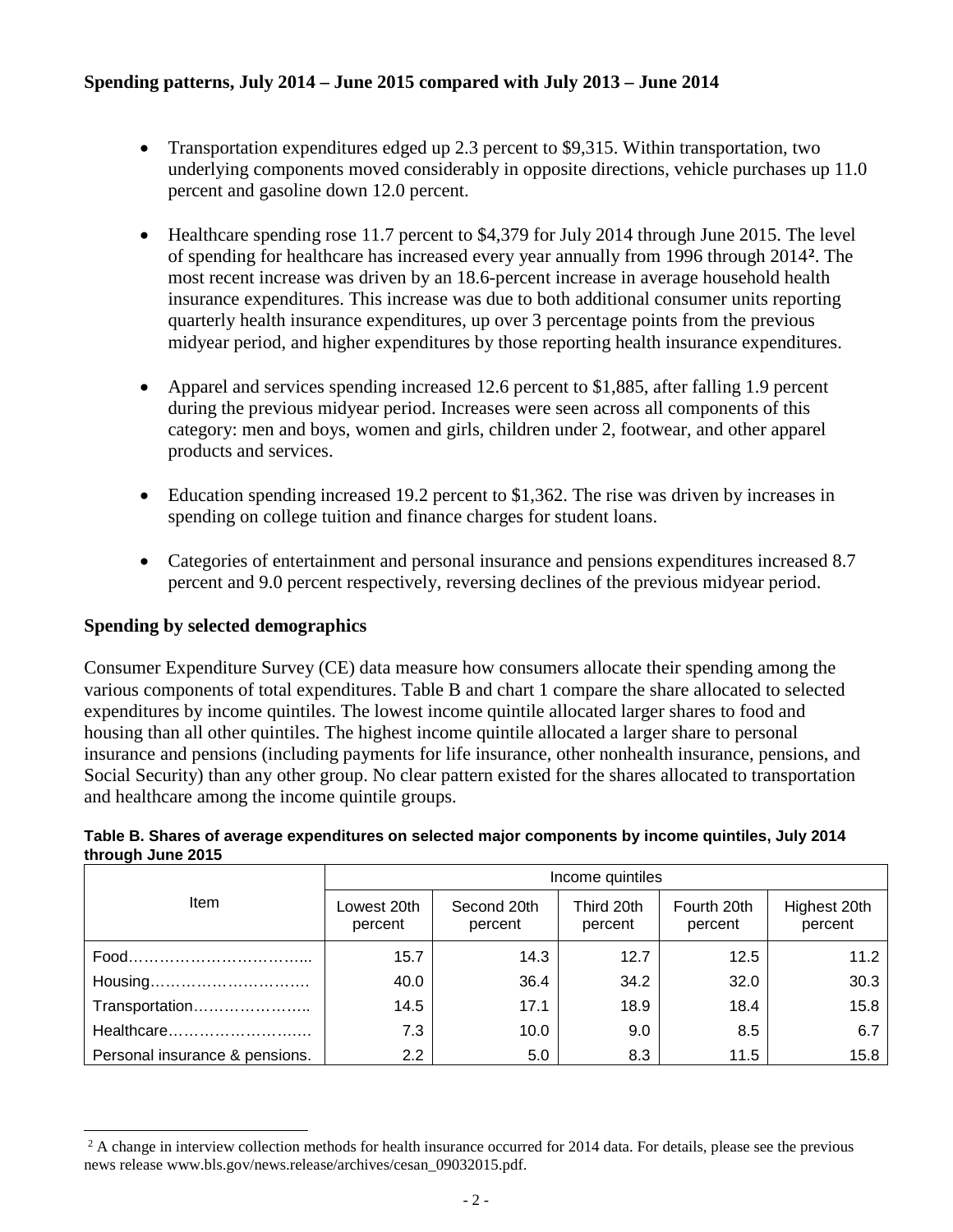## Spending patterns, July 2014 – June 2015 compared with July 2013 – June 2014

- Transportation expenditures edged up 2.3 percent to $9,315. Within transportation, two underlying components moved considerably in opposite directions, vehicle purchases up 11.0 percent and gasoline down 12.0 percent.

- Healthcare spending rose 11.7 percent to $4,379 for July 2014 through June 2015. The level of spending for healthcare has increased every year annually from 1996 through 2014[2]. The most recent increase was driven by an 18.6-percent increase in average household health insurance expenditures. This increase was due to both additional consumer units reporting quarterly health insurance expenditures, up over 3 percentage points from the previous midyear period, and higher expenditures by those reporting health insurance expenditures.

- Apparel and services spending increased 12.6 percent to $1,885, after falling 1.9 percent during the previous midyear period. Increases were seen across all components of this category: men and boys, women and girls, children under 2, footwear, and other apparel products and services.

- Education spending increased 19.2 percent to $1,362. The rise was driven by increases in spending on college tuition and finance charges for student loans.

- Categories of entertainment and personal insurance and pensions expenditures increased 8.7 percent and 9.0 percent respectively, reversing declines of the previous midyear period.

## Spending by selected demographics

Consumer Expenditure Survey (CE) data measure how consumers allocate their spending among the various components of total expenditures. Table B and chart 1 compare the share allocated to selected expenditures by income quintiles. The lowest income quintile allocated larger shares to food and housing than all other quintiles. The highest income quintile allocated a larger share to personal insurance and pensions (including payments for life insurance, other nonhealth insurance, pensions, and Social Security) than any other group. No clear pattern existed for the shares allocated to transportation and healthcare among the income quintile groups.

**Table B. Shares of average expenditures on selected major components by income quintiles, July 2014 through June 2015**

| Item | Income quintiles | | | | |
|---|---|---|---|---|---|
| | Lowest 20th percent | Second 20th percent | Third 20th percent | Fourth 20th percent | Highest 20th percent |
| Food…………………………….. | 15.7 | 14.3 | 12.7 | 12.5 | 11.2 |
| Housing…………………………. | 40.0 | 36.4 | 34.2 | 32.0 | 30.3 |
| Transportation………………….. | 14.5 | 17.1 | 18.9 | 18.4 | 15.8 |
| Healthcare……………………… | 7.3 | 10.0 | 9.0 | 8.5 | 6.7 |
| Personal insurance & pensions. | 2.2 | 5.0 | 8.3 | 11.5 | 15.8 |

[2] A change in interview collection methods for health insurance occurred for 2014 data. For details, please see the previous news release www.bls.gov/news.release/archives/cesan_09032015.pdf.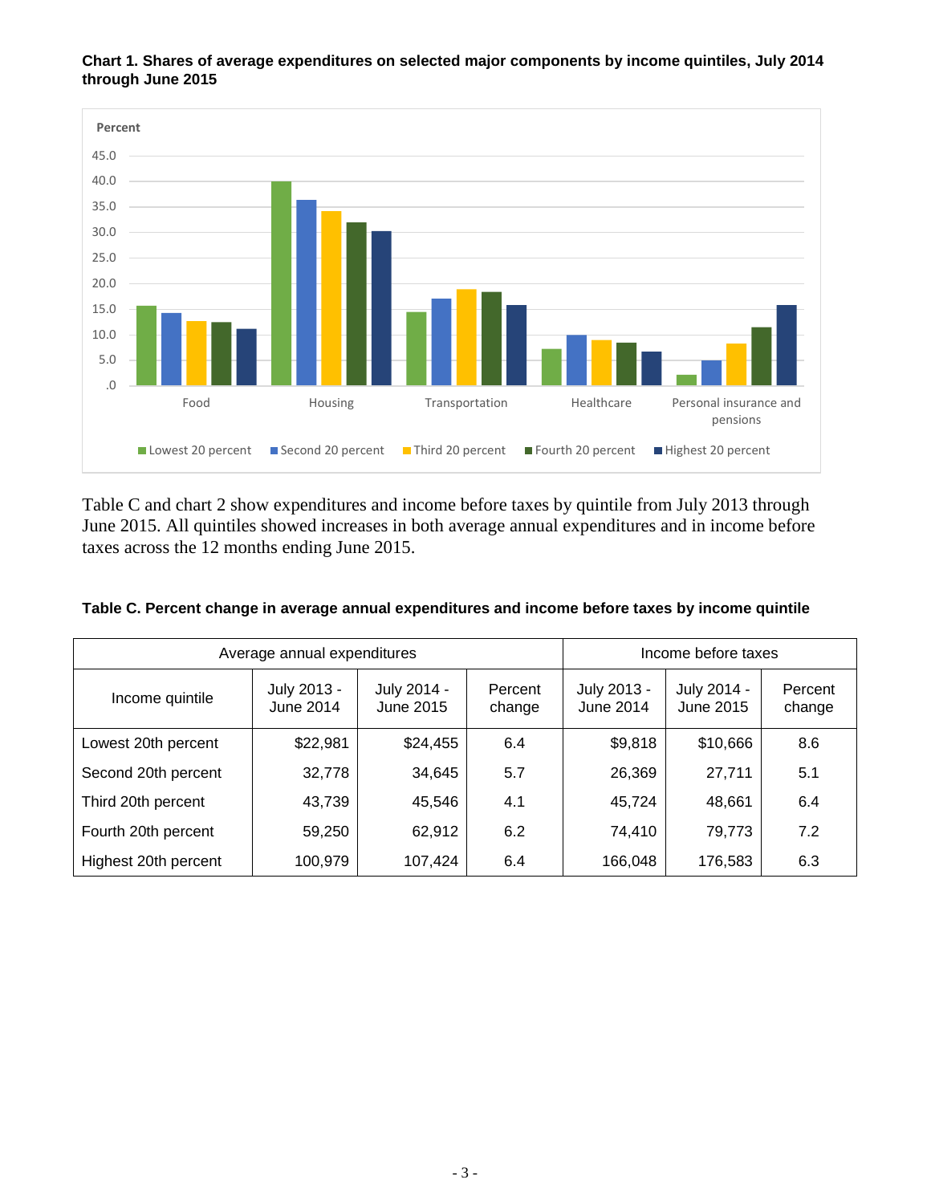**Chart 1. Shares of average expenditures on selected major components by income quintiles, July 2014 through June 2015**

Table C and chart 2 show expenditures and income before taxes by quintile from July 2013 through June 2015. All quintiles showed increases in both average annual expenditures and in income before taxes across the 12 months ending June 2015.

**Table C. Percent change in average annual expenditures and income before taxes by income quintile**

| Average annual expenditures | | | | Income before taxes | | |
|---|---|---|---|---|---|---|
| Income quintile | July 2013 - June 2014 | July 2014 - June 2015 | Percent change | July 2013 - June 2014 | July 2014 - June 2015 | Percent change |
| Lowest 20th percent | $22,981 | $24,455 | 6.4 | $9,818 | $10,666 | 8.6 |
| Second 20th percent | 32,778 | 34,645 | 5.7 | 26,369 | 27,711 | 5.1 |
| Third 20th percent | 43,739 | 45,546 | 4.1 | 45,724 | 48,661 | 6.4 |
| Fourth 20th percent | 59,250 | 62,912 | 6.2 | 74,410 | 79,773 | 7.2 |
| Highest 20th percent | 100,979 | 107,424 | 6.4 | 166,048 | 176,583 | 6.3 |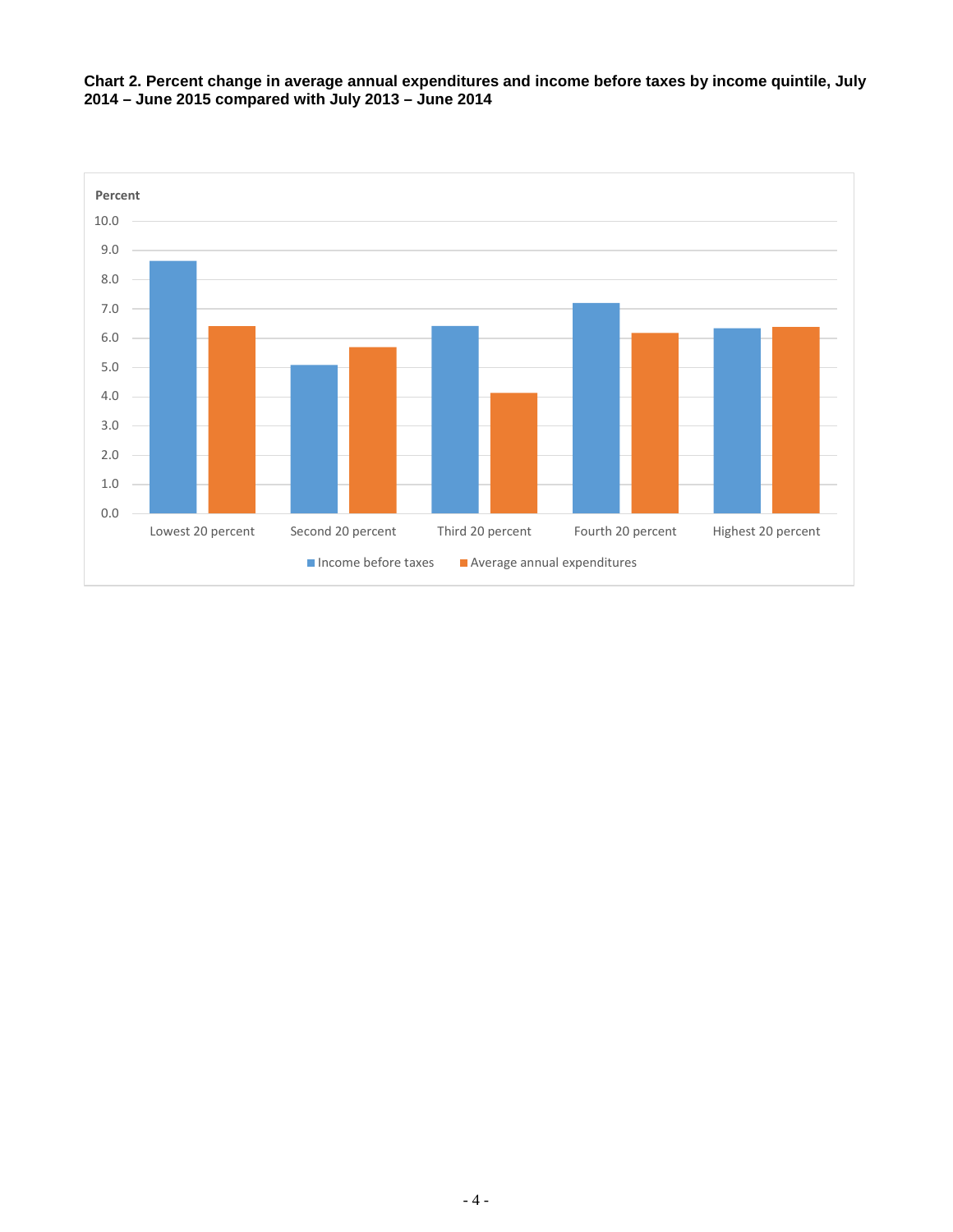**Chart 2. Percent change in average annual expenditures and income before taxes by income quintile, July 2014 – June 2015 compared with July 2013 – June 2014**

Percent

| | Income before taxes | Average annual expenditures |
|---|---|---|
| Lowest 20 percent | 8.6 | 6.4 |
| Second 20 percent | 5.1 | 5.7 |
| Third 20 percent | 6.4 | 4.1 |
| Fourth 20 percent | 7.2 | 6.2 |
| Highest 20 percent | 6.3 | 6.4 |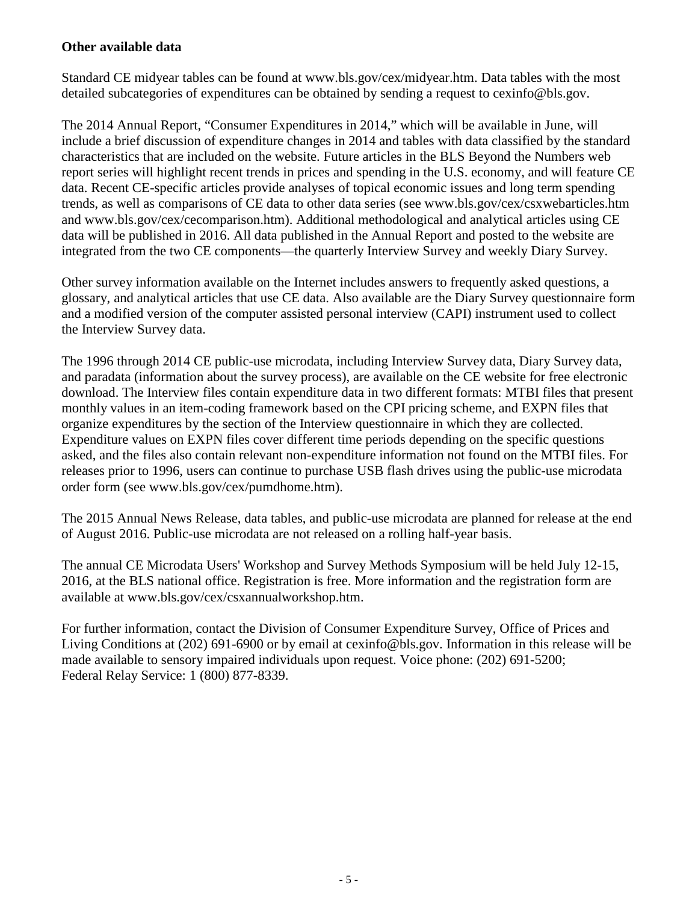**Other available data**

Standard CE midyear tables can be found at www.bls.gov/cex/midyear.htm. Data tables with the most detailed subcategories of expenditures can be obtained by sending a request to cexinfo@bls.gov.

The 2014 Annual Report, "Consumer Expenditures in 2014," which will be available in June, will include a brief discussion of expenditure changes in 2014 and tables with data classified by the standard characteristics that are included on the website. Future articles in the BLS Beyond the Numbers web report series will highlight recent trends in prices and spending in the U.S. economy, and will feature CE data. Recent CE-specific articles provide analyses of topical economic issues and long term spending trends, as well as comparisons of CE data to other data series (see www.bls.gov/cex/csxwebarticles.htm and www.bls.gov/cex/cecomparison.htm). Additional methodological and analytical articles using CE data will be published in 2016. All data published in the Annual Report and posted to the website are integrated from the two CE components—the quarterly Interview Survey and weekly Diary Survey.

Other survey information available on the Internet includes answers to frequently asked questions, a glossary, and analytical articles that use CE data. Also available are the Diary Survey questionnaire form and a modified version of the computer assisted personal interview (CAPI) instrument used to collect the Interview Survey data.

The 1996 through 2014 CE public-use microdata, including Interview Survey data, Diary Survey data, and paradata (information about the survey process), are available on the CE website for free electronic download. The Interview files contain expenditure data in two different formats: MTBI files that present monthly values in an item-coding framework based on the CPI pricing scheme, and EXPN files that organize expenditures by the section of the Interview questionnaire in which they are collected. Expenditure values on EXPN files cover different time periods depending on the specific questions asked, and the files also contain relevant non-expenditure information not found on the MTBI files. For releases prior to 1996, users can continue to purchase USB flash drives using the public-use microdata order form (see www.bls.gov/cex/pumdhome.htm).

The 2015 Annual News Release, data tables, and public-use microdata are planned for release at the end of August 2016. Public-use microdata are not released on a rolling half-year basis.

The annual CE Microdata Users' Workshop and Survey Methods Symposium will be held July 12-15, 2016, at the BLS national office. Registration is free. More information and the registration form are available at www.bls.gov/cex/csxannualworkshop.htm.

For further information, contact the Division of Consumer Expenditure Survey, Office of Prices and Living Conditions at (202) 691-6900 or by email at cexinfo@bls.gov. Information in this release will be made available to sensory impaired individuals upon request. Voice phone: (202) 691-5200; Federal Relay Service: 1 (800) 877-8339.